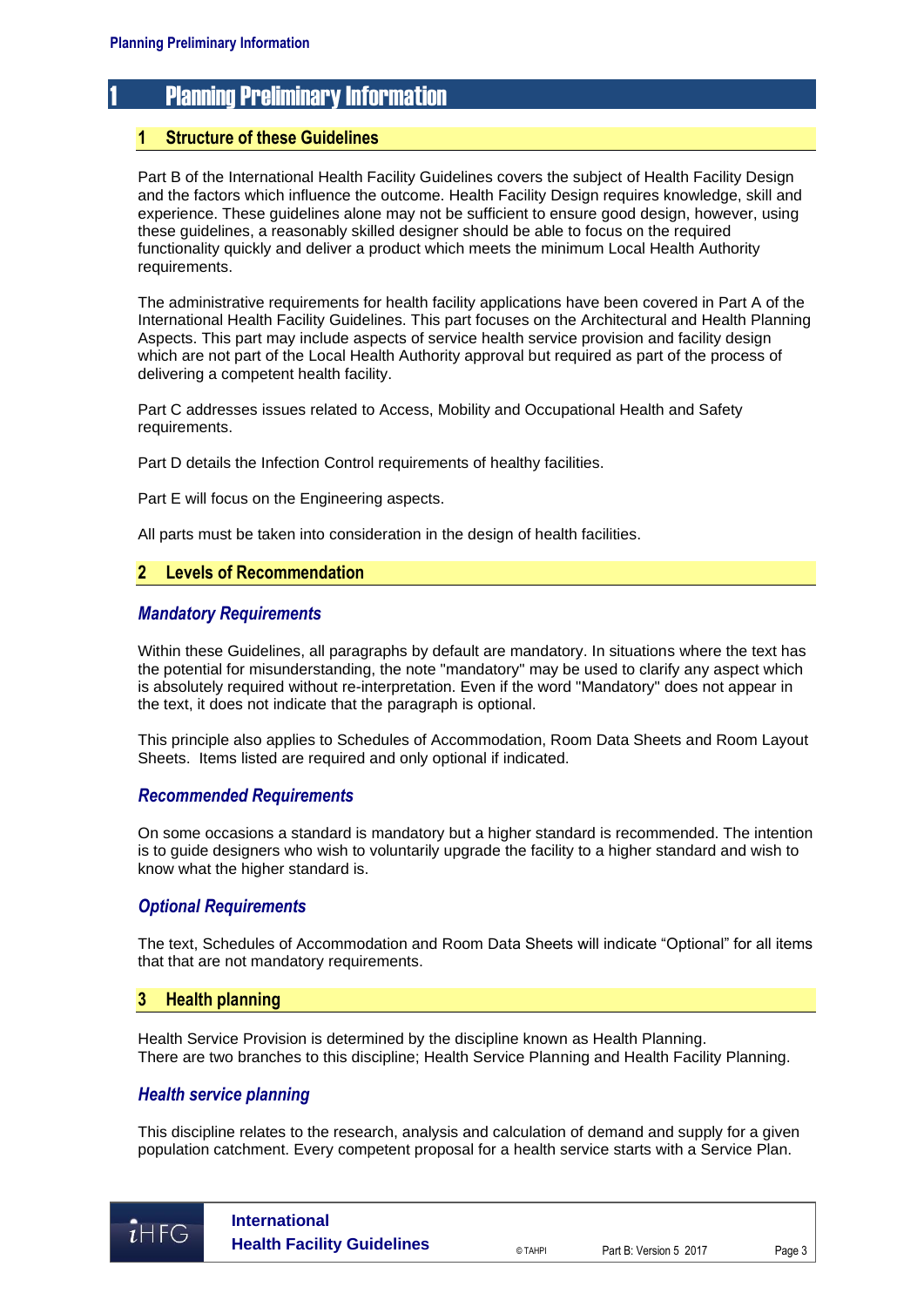# 1 Planning Preliminary Information

## 1 Structure of these Guidelines

Part B of the International Health Facility Guidelines covers the subject of Health Facility Design and the factors which influence the outcome. Health Facility Design requires knowledge, skill and experience. These guidelines alone may not be sufficient to ensure good design, however, using these guidelines, a reasonably skilled designer should be able to focus on the required functionality quickly and deliver a product which meets the minimum Local Health Authority requirements.

The administrative requirements for health facility applications have been covered in Part A of the International Health Facility Guidelines. This part focuses on the Architectural and Health Planning Aspects. This part may include aspects of service health service provision and facility design which are not part of the Local Health Authority approval but required as part of the process of delivering a competent health facility.

Part C addresses issues related to Access, Mobility and Occupational Health and Safety requirements.

Part D details the Infection Control requirements of healthy facilities.

Part E will focus on the Engineering aspects.

All parts must be taken into consideration in the design of health facilities.

## 2 Levels of Recommendation

### *Mandatory Requirements*

Within these Guidelines, all paragraphs by default are mandatory. In situations where the text has the potential for misunderstanding, the note "mandatory" may be used to clarify any aspect which is absolutely required without re-interpretation. Even if the word "Mandatory" does not appear in the text, it does not indicate that the paragraph is optional.

This principle also applies to Schedules of Accommodation, Room Data Sheets and Room Layout Sheets. Items listed are required and only optional if indicated.

### *Recommended Requirements*

On some occasions a standard is mandatory but a higher standard is recommended. The intention is to guide designers who wish to voluntarily upgrade the facility to a higher standard and wish to know what the higher standard is.

### *Optional Requirements*

The text, Schedules of Accommodation and Room Data Sheets will indicate "Optional" for all items that that are not mandatory requirements.

## 3 Health planning

Health Service Provision is determined by the discipline known as Health Planning.
There are two branches to this discipline; Health Service Planning and Health Facility Planning.

### *Health service planning*

This discipline relates to the research, analysis and calculation of demand and supply for a given population catchment. Every competent proposal for a health service starts with a Service Plan.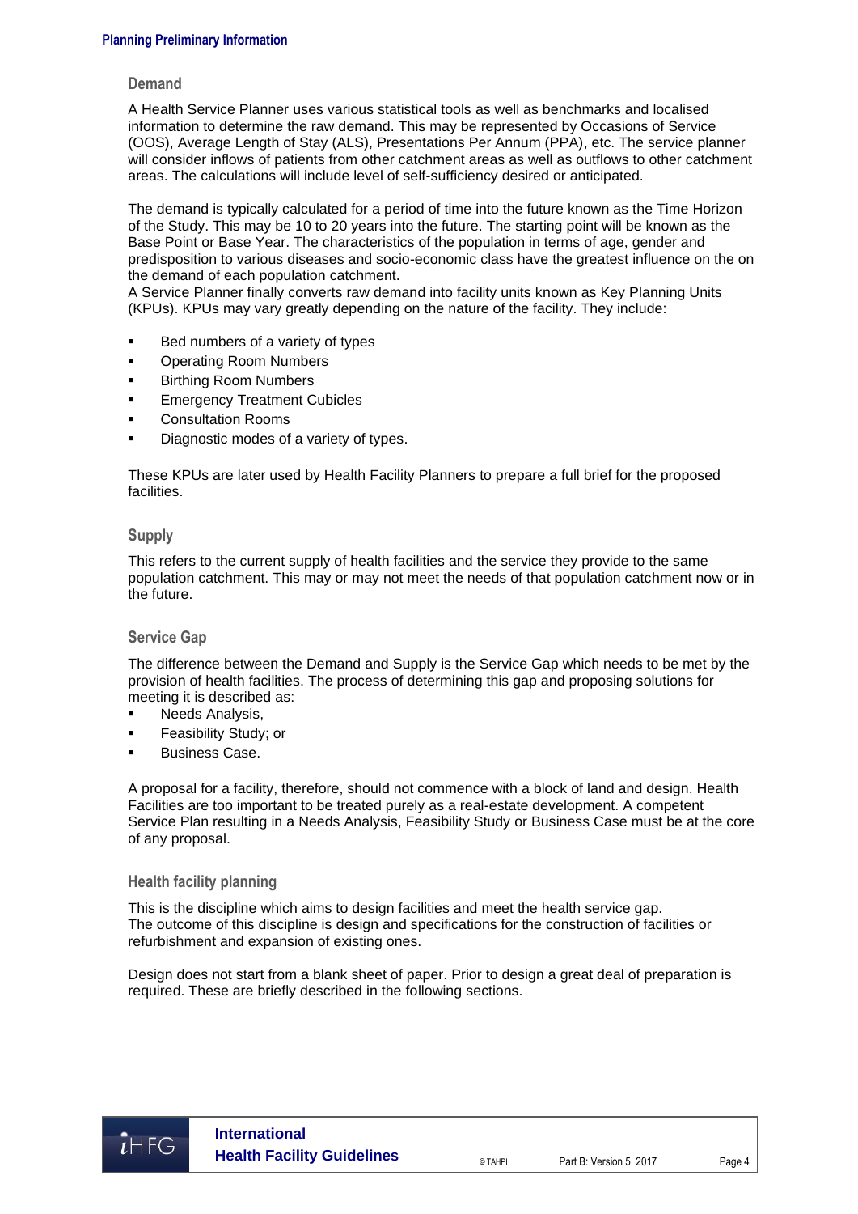### Demand

A Health Service Planner uses various statistical tools as well as benchmarks and localised information to determine the raw demand. This may be represented by Occasions of Service (OOS), Average Length of Stay (ALS), Presentations Per Annum (PPA), etc. The service planner will consider inflows of patients from other catchment areas as well as outflows to other catchment areas. The calculations will include level of self-sufficiency desired or anticipated.

The demand is typically calculated for a period of time into the future known as the Time Horizon of the Study. This may be 10 to 20 years into the future. The starting point will be known as the Base Point or Base Year. The characteristics of the population in terms of age, gender and predisposition to various diseases and socio-economic class have the greatest influence on the on the demand of each population catchment.
A Service Planner finally converts raw demand into facility units known as Key Planning Units (KPUs). KPUs may vary greatly depending on the nature of the facility. They include:

- Bed numbers of a variety of types
- Operating Room Numbers
- Birthing Room Numbers
- Emergency Treatment Cubicles
- Consultation Rooms
- Diagnostic modes of a variety of types.

These KPUs are later used by Health Facility Planners to prepare a full brief for the proposed facilities.

### Supply

This refers to the current supply of health facilities and the service they provide to the same population catchment. This may or may not meet the needs of that population catchment now or in the future.

### Service Gap

The difference between the Demand and Supply is the Service Gap which needs to be met by the provision of health facilities. The process of determining this gap and proposing solutions for meeting it is described as:

- Needs Analysis,
- Feasibility Study; or
- Business Case.

A proposal for a facility, therefore, should not commence with a block of land and design. Health Facilities are too important to be treated purely as a real-estate development. A competent Service Plan resulting in a Needs Analysis, Feasibility Study or Business Case must be at the core of any proposal.

### Health facility planning

This is the discipline which aims to design facilities and meet the health service gap.
The outcome of this discipline is design and specifications for the construction of facilities or refurbishment and expansion of existing ones.

Design does not start from a blank sheet of paper. Prior to design a great deal of preparation is required. These are briefly described in the following sections.